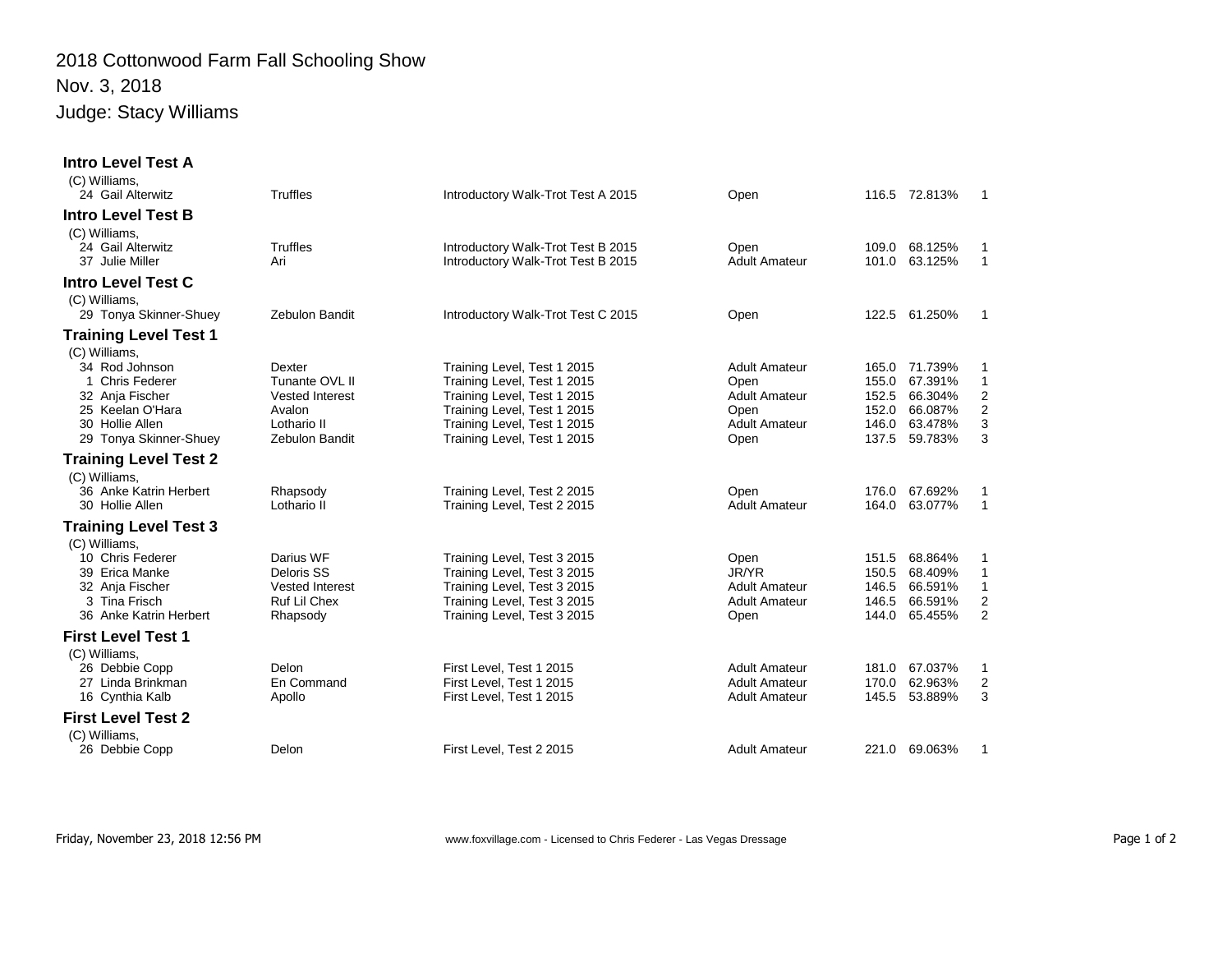# 2018 Cottonwood Farm Fall Schooling Show

Nov. 3, 2018

Judge: Stacy Williams

## Intro Level Test A

(C) Williams,

| # | Rider | Horse | Test | Division | Score | Percent | Place |
|---|---|---|---|---|---|---|---|
| 24 | Gail Alterwitz | Truffles | Introductory Walk-Trot Test A 2015 | Open | 116.5 | 72.813% | 1 |

## Intro Level Test B

(C) Williams,

| # | Rider | Horse | Test | Division | Score | Percent | Place |
|---|---|---|---|---|---|---|---|
| 24 | Gail Alterwitz | Truffles | Introductory Walk-Trot Test B 2015 | Open | 109.0 | 68.125% | 1 |
| 37 | Julie Miller | Ari | Introductory Walk-Trot Test B 2015 | Adult Amateur | 101.0 | 63.125% | 1 |

## Intro Level Test C

(C) Williams,

| # | Rider | Horse | Test | Division | Score | Percent | Place |
|---|---|---|---|---|---|---|---|
| 29 | Tonya Skinner-Shuey | Zebulon Bandit | Introductory Walk-Trot Test C 2015 | Open | 122.5 | 61.250% | 1 |

## Training Level Test 1

(C) Williams,

| # | Rider | Horse | Test | Division | Score | Percent | Place |
|---|---|---|---|---|---|---|---|
| 34 | Rod Johnson | Dexter | Training Level, Test 1 2015 | Adult Amateur | 165.0 | 71.739% | 1 |
| 1 | Chris Federer | Tunante OVL II | Training Level, Test 1 2015 | Open | 155.0 | 67.391% | 1 |
| 32 | Anja Fischer | Vested Interest | Training Level, Test 1 2015 | Adult Amateur | 152.5 | 66.304% | 2 |
| 25 | Keelan O'Hara | Avalon | Training Level, Test 1 2015 | Open | 152.0 | 66.087% | 2 |
| 30 | Hollie Allen | Lothario II | Training Level, Test 1 2015 | Adult Amateur | 146.0 | 63.478% | 3 |
| 29 | Tonya Skinner-Shuey | Zebulon Bandit | Training Level, Test 1 2015 | Open | 137.5 | 59.783% | 3 |

## Training Level Test 2

(C) Williams,

| # | Rider | Horse | Test | Division | Score | Percent | Place |
|---|---|---|---|---|---|---|---|
| 36 | Anke Katrin Herbert | Rhapsody | Training Level, Test 2 2015 | Open | 176.0 | 67.692% | 1 |
| 30 | Hollie Allen | Lothario II | Training Level, Test 2 2015 | Adult Amateur | 164.0 | 63.077% | 1 |

## Training Level Test 3

(C) Williams,

| # | Rider | Horse | Test | Division | Score | Percent | Place |
|---|---|---|---|---|---|---|---|
| 10 | Chris Federer | Darius WF | Training Level, Test 3 2015 | Open | 151.5 | 68.864% | 1 |
| 39 | Erica Manke | Deloris SS | Training Level, Test 3 2015 | JR/YR | 150.5 | 68.409% | 1 |
| 32 | Anja Fischer | Vested Interest | Training Level, Test 3 2015 | Adult Amateur | 146.5 | 66.591% | 1 |
| 3 | Tina Frisch | Ruf Lil Chex | Training Level, Test 3 2015 | Adult Amateur | 146.5 | 66.591% | 2 |
| 36 | Anke Katrin Herbert | Rhapsody | Training Level, Test 3 2015 | Open | 144.0 | 65.455% | 2 |

## First Level Test 1

(C) Williams,

| # | Rider | Horse | Test | Division | Score | Percent | Place |
|---|---|---|---|---|---|---|---|
| 26 | Debbie Copp | Delon | First Level, Test 1 2015 | Adult Amateur | 181.0 | 67.037% | 1 |
| 27 | Linda Brinkman | En Command | First Level, Test 1 2015 | Adult Amateur | 170.0 | 62.963% | 2 |
| 16 | Cynthia Kalb | Apollo | First Level, Test 1 2015 | Adult Amateur | 145.5 | 53.889% | 3 |

## First Level Test 2

(C) Williams,

| # | Rider | Horse | Test | Division | Score | Percent | Place |
|---|---|---|---|---|---|---|---|
| 26 | Debbie Copp | Delon | First Level, Test 2 2015 | Adult Amateur | 221.0 | 69.063% | 1 |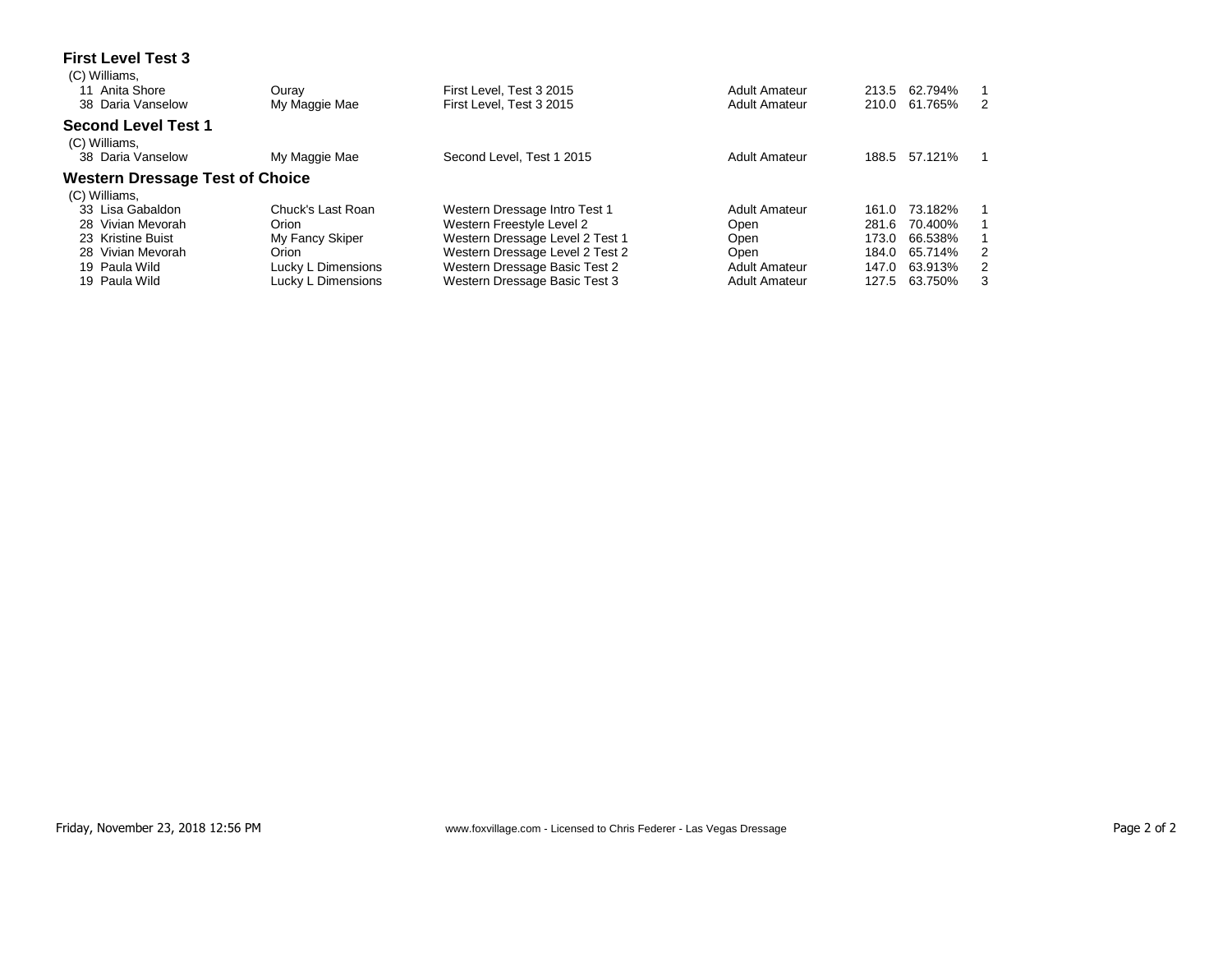### First Level Test 3

(C) Williams,

| | | | | | | |
|---|---|---|---|---|---|---|
| 11 Anita Shore | Ouray | First Level, Test 3 2015 | Adult Amateur | 213.5 | 62.794% | 1 |
| 38 Daria Vanselow | My Maggie Mae | First Level, Test 3 2015 | Adult Amateur | 210.0 | 61.765% | 2 |

### Second Level Test 1

(C) Williams,

| | | | | | | |
|---|---|---|---|---|---|---|
| 38 Daria Vanselow | My Maggie Mae | Second Level, Test 1 2015 | Adult Amateur | 188.5 | 57.121% | 1 |

### Western Dressage Test of Choice

(C) Williams,

| | | | | | | |
|---|---|---|---|---|---|---|
| 33 Lisa Gabaldon | Chuck's Last Roan | Western Dressage Intro Test 1 | Adult Amateur | 161.0 | 73.182% | 1 |
| 28 Vivian Mevorah | Orion | Western Freestyle Level 2 | Open | 281.6 | 70.400% | 1 |
| 23 Kristine Buist | My Fancy Skiper | Western Dressage Level 2 Test 1 | Open | 173.0 | 66.538% | 1 |
| 28 Vivian Mevorah | Orion | Western Dressage Level 2 Test 2 | Open | 184.0 | 65.714% | 2 |
| 19 Paula Wild | Lucky L Dimensions | Western Dressage Basic Test 2 | Adult Amateur | 147.0 | 63.913% | 2 |
| 19 Paula Wild | Lucky L Dimensions | Western Dressage Basic Test 3 | Adult Amateur | 127.5 | 63.750% | 3 |

Friday, November 23, 2018 12:56 PM

www.foxvillage.com - Licensed to Chris Federer - Las Vegas Dressage